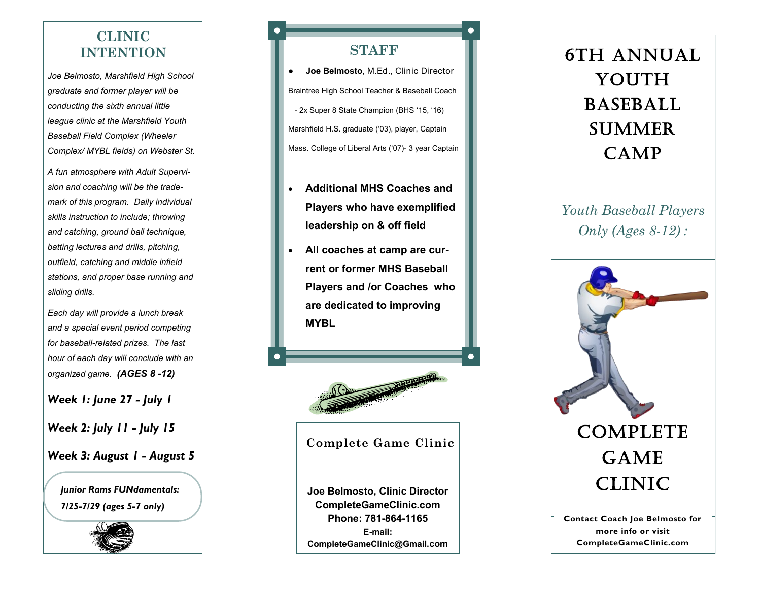## CLINIC INTENTION

*Joe Belmosto, Marshfield High School graduate and former player will be conducting the sixth annual little league clinic at the Marshfield Youth Baseball Field Complex (Wheeler Complex/ MYBL fields) on Webster St.*

*A fun atmosphere with Adult Supervision and coaching will be the trademark of this program. Daily individual skills instruction to include; throwing and catching, ground ball technique, batting lectures and drills, pitching, outfield, catching and middle infield stations, and proper base running and sliding drills.*

*Each day will provide a lunch break and a special event period competing for baseball-related prizes. The last hour of each day will conclude with an organized game.* ***(AGES 8 -12)***

***Week 1: June 27 - July 1***

***Week 2: July 11 - July 15***

***Week 3: August 1 - August 5***

***Junior Rams FUNdamentals: 7/25-7/29 (ages 5-7 only)***

## STAFF

- **Joe Belmosto**, M.Ed., Clinic Director

Braintree High School Teacher & Baseball Coach

- 2x Super 8 State Champion (BHS '15, '16)

Marshfield H.S. graduate ('03), player, Captain

Mass. College of Liberal Arts ('07)- 3 year Captain

- **Additional MHS Coaches and Players who have exemplified leadership on & off field**
- **All coaches at camp are current or former MHS Baseball Players and /or Coaches who are dedicated to improving MYBL**

### Complete Game Clinic

**Joe Belmosto, Clinic Director**
**CompleteGameClinic.com**
**Phone: 781-864-1165**
**E-mail:**
**CompleteGameClinic@Gmail.com**

# 6TH ANNUAL YOUTH BASEBALL SUMMER CAMP

*Youth Baseball Players Only (Ages 8-12) :*

# COMPLETE GAME CLINIC

**Contact Coach Joe Belmosto for more info or visit CompleteGameClinic.com**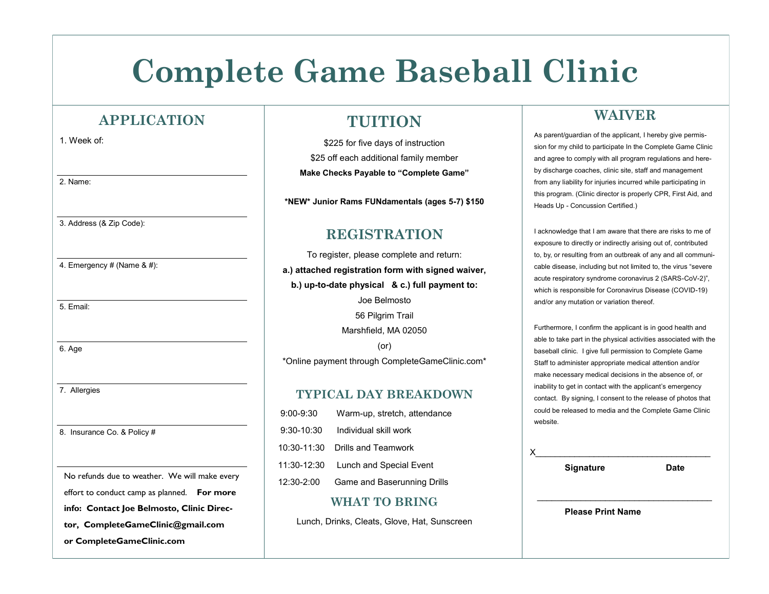# Complete Game Baseball Clinic

## APPLICATION

1. Week of:

2. Name:

3. Address (& Zip Code):

4. Emergency # (Name & #):

5. Email:

6. Age

7. Allergies

8. Insurance Co. & Policy #

No refunds due to weather. We will make every effort to conduct camp as planned. **For more info: Contact Joe Belmosto, Clinic Director, CompleteGameClinic@gmail.com or CompleteGameClinic.com**

## TUITION

$225 for five days of instruction

$25 off each additional family member

**Make Checks Payable to "Complete Game"**

***NEW* Junior Rams FUNdamentals (ages 5-7) $150**

## REGISTRATION

To register, please complete and return:

**a.) attached registration form with signed waiver,**

**b.) up-to-date physical & c.) full payment to:**

Joe Belmosto

56 Pilgrim Trail

Marshfield, MA 02050

(or)

*Online payment through CompleteGameClinic.com*

## TYPICAL DAY BREAKDOWN

| | |
|---|---|
| 9:00-9:30 | Warm-up, stretch, attendance |
| 9:30-10:30 | Individual skill work |
| 10:30-11:30 | Drills and Teamwork |
| 11:30-12:30 | Lunch and Special Event |
| 12:30-2:00 | Game and Baserunning Drills |

## WHAT TO BRING

Lunch, Drinks, Cleats, Glove, Hat, Sunscreen

## WAIVER

As parent/guardian of the applicant, I hereby give permission for my child to participate In the Complete Game Clinic and agree to comply with all program regulations and hereby discharge coaches, clinic site, staff and management from any liability for injuries incurred while participating in this program. (Clinic director is properly CPR, First Aid, and Heads Up - Concussion Certified.)

I acknowledge that I am aware that there are risks to me of exposure to directly or indirectly arising out of, contributed to, by, or resulting from an outbreak of any and all communicable disease, including but not limited to, the virus "severe acute respiratory syndrome coronavirus 2 (SARS-CoV-2)", which is responsible for Coronavirus Disease (COVID-19) and/or any mutation or variation thereof.

Furthermore, I confirm the applicant is in good health and able to take part in the physical activities associated with the baseball clinic. I give full permission to Complete Game Staff to administer appropriate medical attention and/or make necessary medical decisions in the absence of, or inability to get in contact with the applicant's emergency contact. By signing, I consent to the release of photos that could be released to media and the Complete Game Clinic website.

X____________________________________

**Signature** **Date**

____________________________________

**Please Print Name**